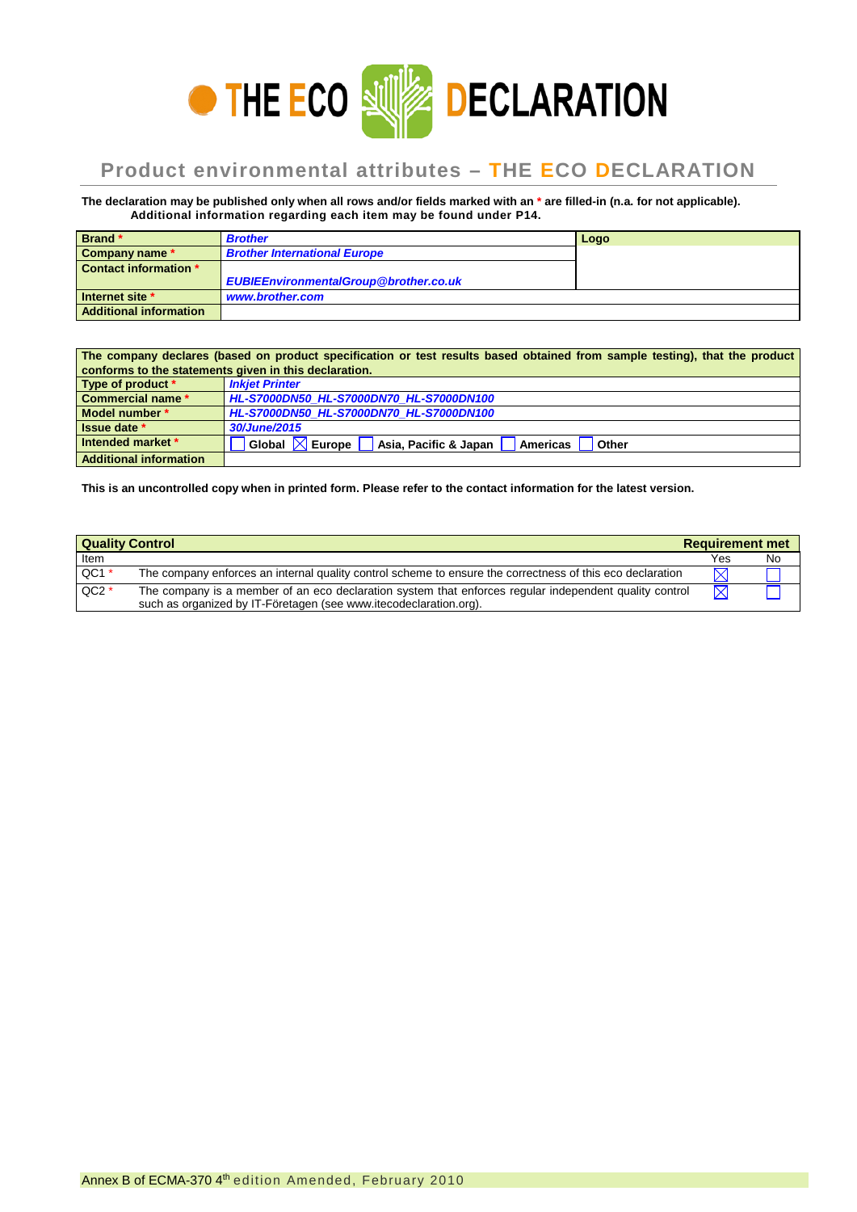# THE ECO DECLARATION

## Product environmental attributes – THE ECO DECLARATION

**The declaration may be published only when all rows and/or fields marked with an * are filled-in (n.a. for not applicable). Additional information regarding each item may be found under P14.**

| | | |
|---|---|---|
| **Brand *** | ***Brother*** | **Logo** |
| **Company name *** | ***Brother International Europe*** | |
| **Contact information *** | ***EUBIEEnvironmentalGroup@brother.co.uk*** | |
| **Internet site *** | ***www.brother.com*** | |
| **Additional information** | | |

| | |
|---|---|
| **The company declares (based on product specification or test results based obtained from sample testing), that the product conforms to the statements given in this declaration.** | |
| **Type of product *** | ***Inkjet Printer*** |
| **Commercial name *** | ***HL-S7000DN50_HL-S7000DN70_HL-S7000DN100*** |
| **Model number *** | ***HL-S7000DN50_HL-S7000DN70_HL-S7000DN100*** |
| **Issue date *** | ***30/June/2015*** |
| **Intended market *** | ☐ Global ☒ Europe ☐ Asia, Pacific & Japan ☐ Americas ☐ Other |
| **Additional information** | |

**This is an uncontrolled copy when in printed form. Please refer to the contact information for the latest version.**

| **Quality Control** | | **Requirement met** | |
|---|---|---|---|
| Item | | Yes | No |
| QC1 * | The company enforces an internal quality control scheme to ensure the correctness of this eco declaration | ☒ | ☐ |
| QC2 * | The company is a member of an eco declaration system that enforces regular independent quality control such as organized by IT-Företagen (see www.itecodeclaration.org). | ☒ | ☐ |

Annex B of ECMA-370 4th edition Amended, February 2010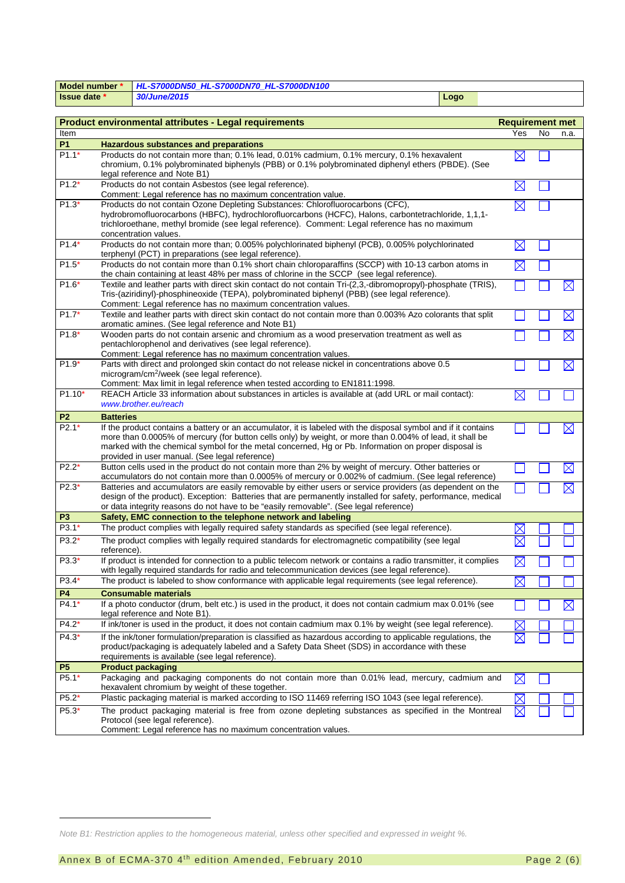| Model number * | *HL-S7000DN50_HL-S7000DN70_HL-S7000DN100* | | |
|---|---|---|---|
| Issue date * | *30/June/2015* | Logo | |

| Product environmental attributes - Legal requirements | | Requirement met | | |
|---|---|---|---|---|
| Item | | Yes | No | n.a. |
| **P1** | **Hazardous substances and preparations** | | | |
| P1.1* | Products do not contain more than; 0.1% lead, 0.01% cadmium, 0.1% mercury, 0.1% hexavalent chromium, 0.1% polybrominated biphenyls (PBB) or 0.1% polybrominated diphenyl ethers (PBDE). (See legal reference and Note B1) | ☒ | ☐ | |
| P1.2* | Products do not contain Asbestos (see legal reference). Comment: Legal reference has no maximum concentration value. | ☒ | ☐ | |
| P1.3* | Products do not contain Ozone Depleting Substances: Chlorofluorocarbons (CFC), hydrobromofluorocarbons (HBFC), hydrochlorofluorcarbons (HCFC), Halons, carbontetrachloride, 1,1,1-trichloroethane, methyl bromide (see legal reference). Comment: Legal reference has no maximum concentration values. | ☒ | ☐ | |
| P1.4* | Products do not contain more than; 0.005% polychlorinated biphenyl (PCB), 0.005% polychlorinated terphenyl (PCT) in preparations (see legal reference). | ☒ | ☐ | |
| P1.5* | Products do not contain more than 0.1% short chain chloroparaffins (SCCP) with 10-13 carbon atoms in the chain containing at least 48% per mass of chlorine in the SCCP (see legal reference). | ☒ | ☐ | |
| P1.6* | Textile and leather parts with direct skin contact do not contain Tri-(2,3,-dibromopropyl)-phosphate (TRIS), Tris-(aziridinyl)-phosphineoxide (TEPA), polybrominated biphenyl (PBB) (see legal reference). Comment: Legal reference has no maximum concentration values. | ☐ | ☐ | ☒ |
| P1.7* | Textile and leather parts with direct skin contact do not contain more than 0.003% Azo colorants that split aromatic amines. (See legal reference and Note B1) | ☐ | ☐ | ☒ |
| P1.8* | Wooden parts do not contain arsenic and chromium as a wood preservation treatment as well as pentachlorophenol and derivatives (see legal reference). Comment: Legal reference has no maximum concentration values. | ☐ | ☐ | ☒ |
| P1.9* | Parts with direct and prolonged skin contact do not release nickel in concentrations above 0.5 microgram/cm$^2$/week (see legal reference). Comment: Max limit in legal reference when tested according to EN1811:1998. | ☐ | ☐ | ☒ |
| P1.10* | REACH Article 33 information about substances in articles is available at (add URL or mail contact): *www.brother.eu/reach* | ☒ | ☐ | ☐ |
| **P2** | **Batteries** | | | |
| P2.1* | If the product contains a battery or an accumulator, it is labeled with the disposal symbol and if it contains more than 0.0005% of mercury (for button cells only) by weight, or more than 0.004% of lead, it shall be marked with the chemical symbol for the metal concerned, Hg or Pb. Information on proper disposal is provided in user manual. (See legal reference) | ☐ | ☐ | ☒ |
| P2.2* | Button cells used in the product do not contain more than 2% by weight of mercury. Other batteries or accumulators do not contain more than 0.0005% of mercury or 0.002% of cadmium. (See legal reference) | ☐ | ☐ | ☒ |
| P2.3* | Batteries and accumulators are easily removable by either users or service providers (as dependent on the design of the product). Exception: Batteries that are permanently installed for safety, performance, medical or data integrity reasons do not have to be "easily removable". (See legal reference) | ☐ | ☐ | ☒ |
| **P3** | **Safety, EMC connection to the telephone network and labeling** | | | |
| P3.1* | The product complies with legally required safety standards as specified (see legal reference). | ☒ | ☐ | ☐ |
| P3.2* | The product complies with legally required standards for electromagnetic compatibility (see legal reference). | ☒ | ☐ | ☐ |
| P3.3* | If product is intended for connection to a public telecom network or contains a radio transmitter, it complies with legally required standards for radio and telecommunication devices (see legal reference). | ☒ | ☐ | ☐ |
| P3.4* | The product is labeled to show conformance with applicable legal requirements (see legal reference). | ☒ | ☐ | ☐ |
| **P4** | **Consumable materials** | | | |
| P4.1* | If a photo conductor (drum, belt etc.) is used in the product, it does not contain cadmium max 0.01% (see legal reference and Note B1). | ☐ | ☐ | ☒ |
| P4.2* | If ink/toner is used in the product, it does not contain cadmium max 0.1% by weight (see legal reference). | ☒ | ☐ | ☐ |
| P4.3* | If the ink/toner formulation/preparation is classified as hazardous according to applicable regulations, the product/packaging is adequately labeled and a Safety Data Sheet (SDS) in accordance with these requirements is available (see legal reference). | ☒ | ☐ | ☐ |
| **P5** | **Product packaging** | | | |
| P5.1* | Packaging and packaging components do not contain more than 0.01% lead, mercury, cadmium and hexavalent chromium by weight of these together. | ☒ | ☐ | |
| P5.2* | Plastic packaging material is marked according to ISO 11469 referring ISO 1043 (see legal reference). | ☒ | ☐ | ☐ |
| P5.3* | The product packaging material is free from ozone depleting substances as specified in the Montreal Protocol (see legal reference). Comment: Legal reference has no maximum concentration values. | ☒ | ☐ | ☐ |

*Note B1: Restriction applies to the homogeneous material, unless other specified and expressed in weight %.*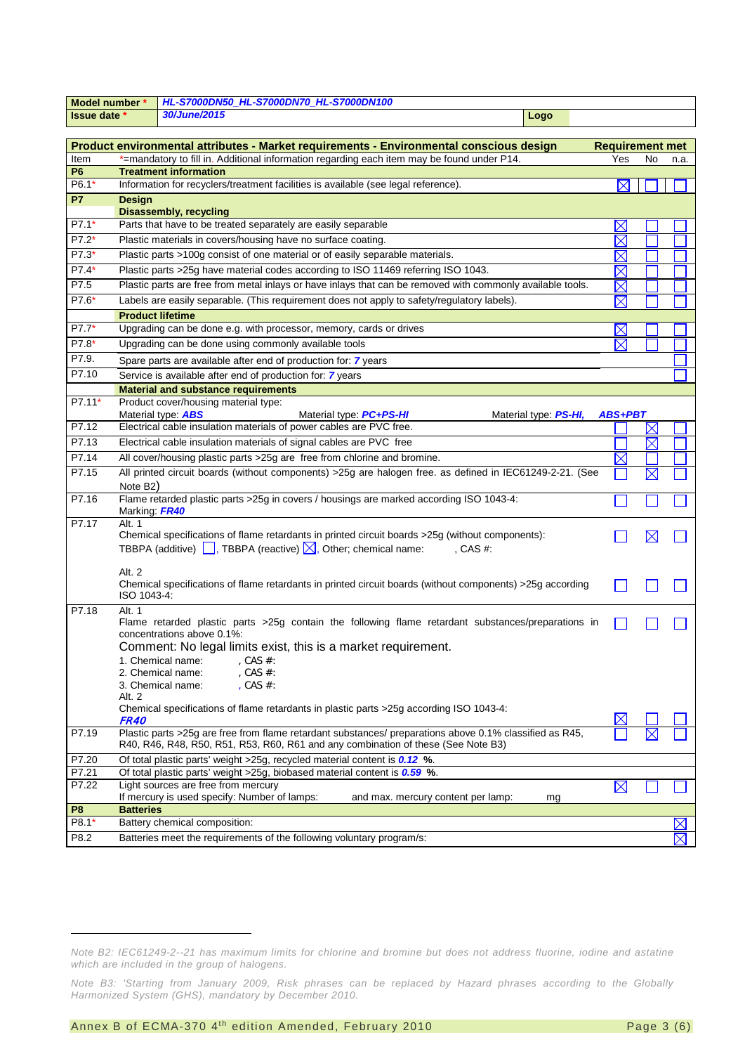| | | | |
|---|---|---|---|
| **Model number** * | *HL-S7000DN50_HL-S7000DN70_HL-S7000DN100* | | |
| **Issue date** * | *30/June/2015* | **Logo** | |

| Item | **Product environmental attributes - Market requirements - Environmental conscious design**<br>*=mandatory to fill in. Additional information regarding each item may be found under P14. | **Requirement met** Yes | No | n.a. |
|---|---|---|---|---|
| **P6** | **Treatment information** | | | |
| P6.1* | Information for recyclers/treatment facilities is available (see legal reference). | ☒ | ☐ | ☐ |
| **P7** | **Design**<br>**Disassembly, recycling** | | | |
| P7.1* | Parts that have to be treated separately are easily separable | ☒ | ☐ | ☐ |
| P7.2* | Plastic materials in covers/housing have no surface coating. | ☒ | ☐ | ☐ |
| P7.3* | Plastic parts >100g consist of one material or of easily separable materials. | ☒ | ☐ | ☐ |
| P7.4* | Plastic parts >25g have material codes according to ISO 11469 referring ISO 1043. | ☒ | ☐ | ☐ |
| P7.5 | Plastic parts are free from metal inlays or have inlays that can be removed with commonly available tools. | ☒ | ☐ | ☐ |
| P7.6* | Labels are easily separable. (This requirement does not apply to safety/regulatory labels). | ☒ | ☐ | ☐ |
| | **Product lifetime** | | | |
| P7.7* | Upgrading can be done e.g. with processor, memory, cards or drives | ☒ | ☐ | ☐ |
| P7.8* | Upgrading can be done using commonly available tools | ☒ | ☐ | ☐ |
| P7.9. | Spare parts are available after end of production for: ***7*** years | | | ☐ |
| P7.10 | Service is available after end of production for: ***7*** years | | | ☐ |
| | **Material and substance requirements** | | | |
| P7.11* | Product cover/housing material type:<br>Material type: ***ABS*** Material type: ***PC+PS-HI*** Material type: ***PS-HI,*** ***ABS+PBT*** | | | |
| P7.12 | Electrical cable insulation materials of power cables are PVC free. | ☐ | ☒ | ☐ |
| P7.13 | Electrical cable insulation materials of signal cables are PVC free | ☐ | ☒ | ☐ |
| P7.14 | All cover/housing plastic parts >25g are free from chlorine and bromine. | ☒ | ☐ | ☐ |
| P7.15 | All printed circuit boards (without components) >25g are halogen free. as defined in IEC61249-2-21. (See Note B2) | ☐ | ☒ | ☐ |
| P7.16 | Flame retarded plastic parts >25g in covers / housings are marked according ISO 1043-4:<br>Marking: ***FR40*** | ☐ | ☐ | ☐ |
| P7.17 | Alt. 1<br>Chemical specifications of flame retardants in printed circuit boards >25g (without components):<br>TBBPA (additive) ☐, TBBPA (reactive) ☒, Other; chemical name: , CAS #: | ☐ | ☒ | ☐ |
| | Alt. 2<br>Chemical specifications of flame retardants in printed circuit boards (without components) >25g according ISO 1043-4: | ☐ | ☐ | ☐ |
| P7.18 | Alt. 1<br>Flame retarded plastic parts >25g contain the following flame retardant substances/preparations in concentrations above 0.1%:<br>Comment: No legal limits exist, this is a market requirement.<br>1. Chemical name: , CAS #:<br>2. Chemical name: , CAS #:<br>3. Chemical name: , CAS #: | ☐ | ☐ | ☐ |
| | Alt. 2<br>Chemical specifications of flame retardants in plastic parts >25g according ISO 1043-4:<br>***FR40*** | ☒ | ☐ | ☐ |
| P7.19 | Plastic parts >25g are free from flame retardant substances/ preparations above 0.1% classified as R45, R40, R46, R48, R50, R51, R53, R60, R61 and any combination of these (See Note B3) | ☐ | ☒ | ☐ |
| P7.20 | Of total plastic parts' weight >25g, recycled material content is ***0.12*** %. | | | |
| P7.21 | Of total plastic parts' weight >25g, biobased material content is ***0.59*** %. | | | |
| P7.22 | Light sources are free from mercury<br>If mercury is used specify: Number of lamps: and max. mercury content per lamp: mg | ☒ | ☐ | ☐ |
| **P8** | **Batteries** | | | |
| P8.1* | Battery chemical composition: | | | ☒ |
| P8.2 | Batteries meet the requirements of the following voluntary program/s: | | | ☒ |

---

*Note B2: IEC61249-2--21 has maximum limits for chlorine and bromine but does not address fluorine, iodine and astatine which are included in the group of halogens.*

*Note B3: 'Starting from January 2009, Risk phrases can be replaced by Hazard phrases according to the Globally Harmonized System (GHS), mandatory by December 2010.*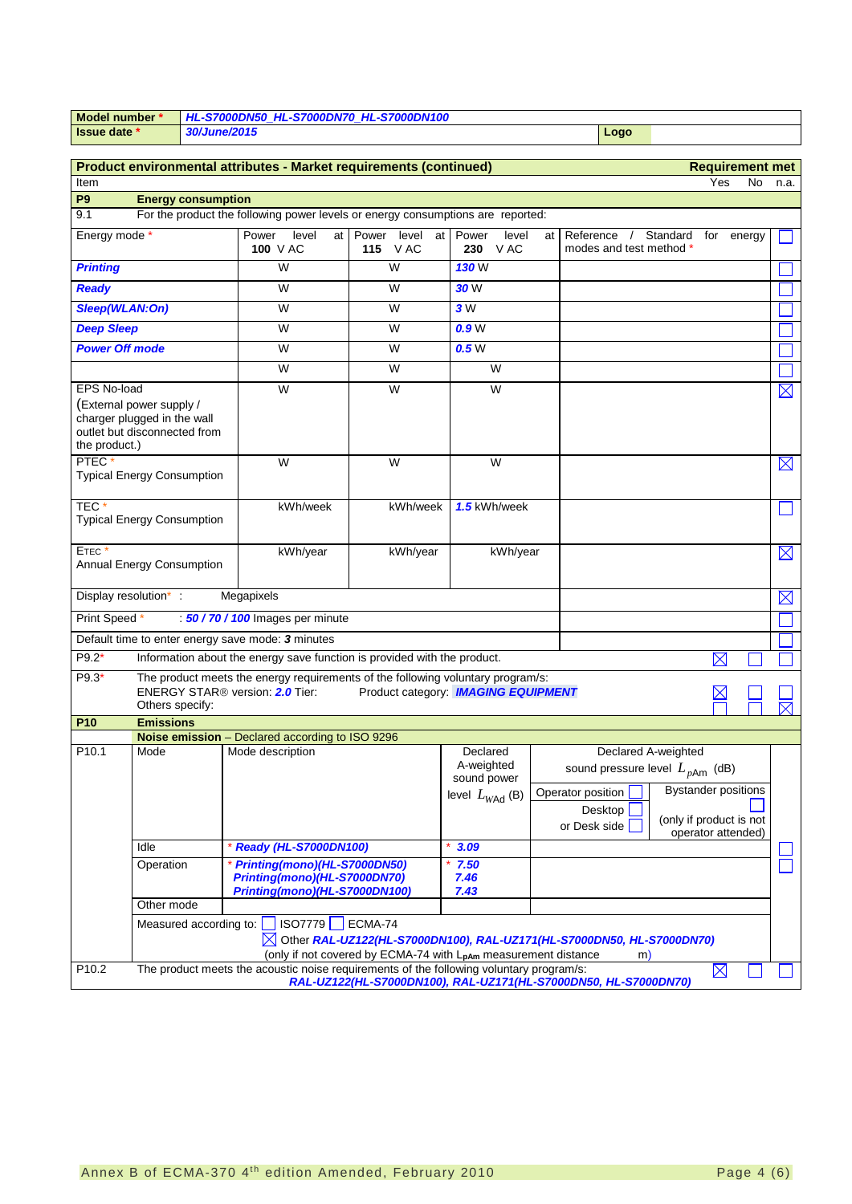| | | |
|---|---|---|
| **Model number** * | *HL-S7000DN50_HL-S7000DN70_HL-S7000DN100* | |
| **Issue date** * | *30/June/2015* | **Logo** |

**Product environmental attributes - Market requirements (continued)** — **Requirement met**

| Item | | | | | | Yes | No | n.a. |
|---|---|---|---|---|---|---|---|---|
| **P9** | **Energy consumption** | | | | | | | |
| 9.1 | For the product the following power levels or energy consumptions are reported: | | | | | | | |
| Energy mode * | | Power level at **100** V AC | Power level at **115** V AC | Power level at **230** V AC | Reference / Standard for energy modes and test method * | | | ☐ |
| ***Printing*** | | W | W | ***130*** W | | | | ☐ |
| ***Ready*** | | W | W | ***30*** W | | | | ☐ |
| ***Sleep(WLAN:On)*** | | W | W | ***3*** W | | | | ☐ |
| ***Deep Sleep*** | | W | W | ***0.9*** W | | | | ☐ |
| ***Power Off mode*** | | W | W | ***0.5*** W | | | | ☐ |
| | | W | W | W | | | | ☐ |
| EPS No-load (External power supply / charger plugged in the wall outlet but disconnected from the product.) | | W | W | W | | | | ☒ |
| PTEC * Typical Energy Consumption | | W | W | W | | | | ☒ |
| TEC * Typical Energy Consumption | | kWh/week | kWh/week | ***1.5*** kWh/week | | | | ☐ |
| ETEC * Annual Energy Consumption | | kWh/year | kWh/year | kWh/year | | | | ☒ |
| Display resolution* : | | Megapixels | | | | | | ☒ |
| Print Speed * | | : ***50 / 70 / 100*** Images per minute | | | | | | ☐ |
| Default time to enter energy save mode: ***3*** minutes | | | | | | | | ☐ |
| P9.2* | Information about the energy save function is provided with the product. | | | | | ☒ | ☐ | ☐ |
| P9.3* | The product meets the energy requirements of the following voluntary program/s: ENERGY STAR® version: ***2.0*** Tier: Product category: ***IMAGING EQUIPMENT*** | | | | | ☒ | ☐ | ☐ |
| | Others specify: | | | | | ☐ | ☐ | ☒ |
| **P10** | **Emissions** | | | | | | | |

| | | | | | | | |
|---|---|---|---|---|---|---|---|
| | **Noise emission** – Declared according to ISO 9296 | | | | | | |
| P10.1 | Mode | Mode description | Declared A-weighted sound power level $L_{WAd}$ (B) | Declared A-weighted sound pressure level $L_{pAm}$ (dB) — Operator position ☐ Desktop ☐ or Desk side ☐ | Bystander positions ☐ (only if product is not operator attended) | |
| | Idle | * ***Ready (HL-S7000DN100)*** | * ***3.09*** | | | ☐ |
| | Operation | * ***Printing(mono)(HL-S7000DN50)*** ***Printing(mono)(HL-S7000DN70)*** ***Printing(mono)(HL-S7000DN100)*** | * ***7.50*** ***7.46*** ***7.43*** | | | ☐ |
| | Other mode | | | | | |
| | Measured according to: ☐ ISO7779 ☐ ECMA-74 ☒ Other ***RAL-UZ122(HL-S7000DN100), RAL-UZ171(HL-S7000DN50, HL-S7000DN70)*** (only if not covered by ECMA-74 with $L_{pAm}$ measurement distance m) | | | | | |
| P10.2 | The product meets the acoustic noise requirements of the following voluntary program/s: ***RAL-UZ122(HL-S7000DN100), RAL-UZ171(HL-S7000DN50, HL-S7000DN70)*** | | | Yes ☒ | No ☐ | n.a. ☐ |

Annex B of ECMA-370 4[th] edition Amended, February 2010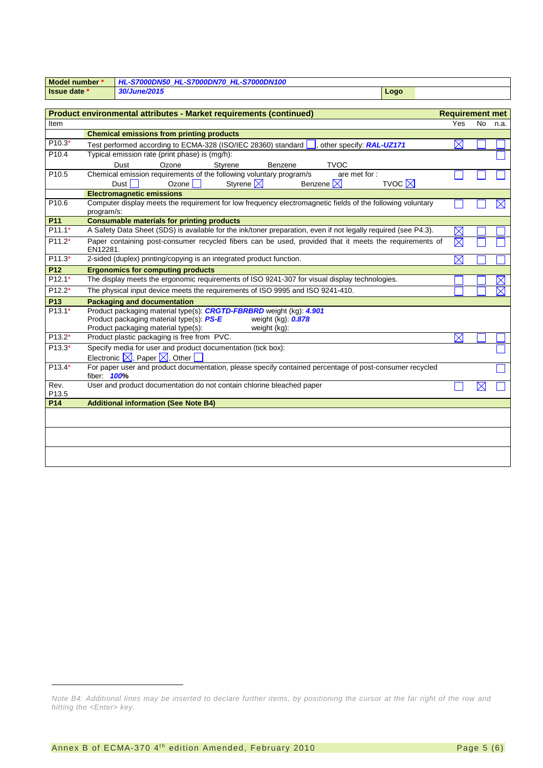| | | | |
|---|---|---|---|
| **Model number *** | ***HL-S7000DN50_HL-S7000DN70_HL-S7000DN100*** | | |
| **Issue date *** | ***30/June/2015*** | **Logo** | |

| **Product environmental attributes - Market requirements (continued)** | | **Requirement met** | | |
|---|---|---|---|---|
| Item | | Yes | No | n.a. |
| | **Chemical emissions from printing products** | | | |
| P10.3* | Test performed according to ECMA-328 (ISO/IEC 28360) standard ☐, other specify: ***RAL-UZ171*** | ☒ | ☐ | ☐ |
| P10.4 | Typical emission rate (print phase) is (mg/h):<br>Dust Ozone Styrene Benzene TVOC | | | ☐ |
| P10.5 | Chemical emission requirements of the following voluntary program/s are met for :<br>Dust ☐ Ozone ☐ Styrene ☒ Benzene ☒ TVOC ☒ | ☐ | ☐ | ☐ |
| | **Electromagnetic emissions** | | | |
| P10.6 | Computer display meets the requirement for low frequency electromagnetic fields of the following voluntary program/s: | ☐ | ☐ | ☒ |
| **P11** | **Consumable materials for printing products** | | | |
| P11.1* | A Safety Data Sheet (SDS) is available for the ink/toner preparation, even if not legally required (see P4.3). | ☒ | ☐ | ☐ |
| P11.2* | Paper containing post-consumer recycled fibers can be used, provided that it meets the requirements of EN12281. | ☒ | ☐ | ☐ |
| P11.3* | 2-sided (duplex) printing/copying is an integrated product function. | ☒ | ☐ | ☐ |
| **P12** | **Ergonomics for computing products** | | | |
| P12.1* | The display meets the ergonomic requirements of ISO 9241-307 for visual display technologies. | ☐ | ☐ | ☒ |
| P12.2* | The physical input device meets the requirements of ISO 9995 and ISO 9241-410. | ☐ | ☐ | ☒ |
| **P13** | **Packaging and documentation** | | | |
| P13.1* | Product packaging material type(s): ***CRGTD-FBRBRD*** weight (kg): ***4.901***<br>Product packaging material type(s): ***PS-E*** weight (kg): ***0.878***<br>Product packaging material type(s): weight (kg): | | | |
| P13.2* | Product plastic packaging is free from PVC. | ☒ | ☐ | ☐ |
| P13.3* | Specify media for user and product documentation (tick box):<br>Electronic ☒, Paper ☒, Other ☐ | | | ☐ |
| P13.4* | For paper user and product documentation, please specify contained percentage of post-consumer recycled fiber: ***100***% | | | ☐ |
| Rev. P13.5 | User and product documentation do not contain chlorine bleached paper | ☐ | ☒ | ☐ |
| **P14** | **Additional information (See Note B4)** | | | |
| | | | | |
| | | | | |
| | | | | |

*Note B4: Additional lines may be inserted to declare further items, by positioning the cursor at the far right of the row and hitting the <Enter> key.*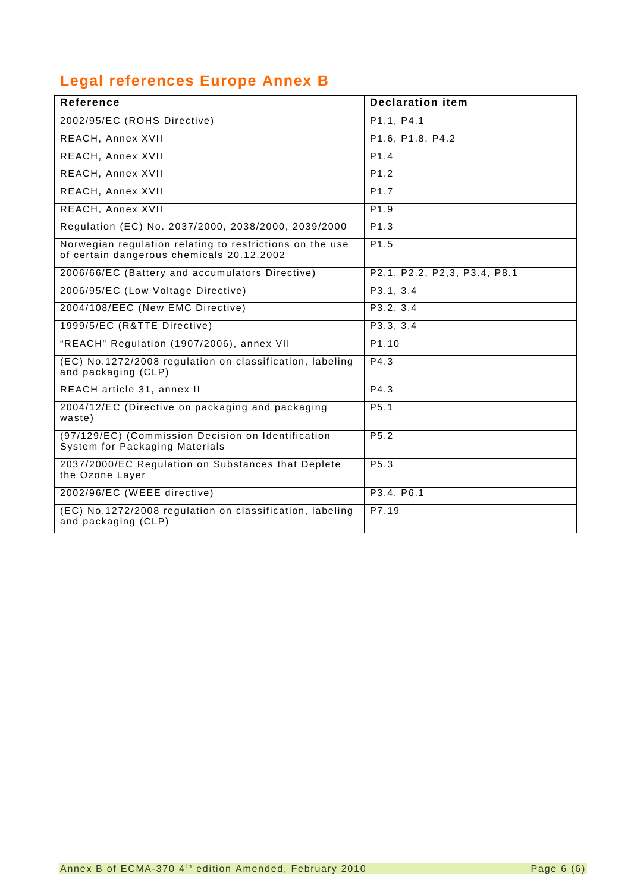## Legal references Europe Annex B

| Reference | Declaration item |
| --- | --- |
| 2002/95/EC (ROHS Directive) | P1.1, P4.1 |
| REACH, Annex XVII | P1.6, P1.8, P4.2 |
| REACH, Annex XVII | P1.4 |
| REACH, Annex XVII | P1.2 |
| REACH, Annex XVII | P1.7 |
| REACH, Annex XVII | P1.9 |
| Regulation (EC) No. 2037/2000, 2038/2000, 2039/2000 | P1.3 |
| Norwegian regulation relating to restrictions on the use of certain dangerous chemicals 20.12.2002 | P1.5 |
| 2006/66/EC (Battery and accumulators Directive) | P2.1, P2.2, P2,3, P3.4, P8.1 |
| 2006/95/EC (Low Voltage Directive) | P3.1, 3.4 |
| 2004/108/EEC (New EMC Directive) | P3.2, 3.4 |
| 1999/5/EC (R&TTE Directive) | P3.3, 3.4 |
| "REACH" Regulation (1907/2006), annex VII | P1.10 |
| (EC) No.1272/2008 regulation on classification, labeling and packaging (CLP) | P4.3 |
| REACH article 31, annex II | P4.3 |
| 2004/12/EC (Directive on packaging and packaging waste) | P5.1 |
| (97/129/EC) (Commission Decision on Identification System for Packaging Materials | P5.2 |
| 2037/2000/EC Regulation on Substances that Deplete the Ozone Layer | P5.3 |
| 2002/96/EC (WEEE directive) | P3.4, P6.1 |
| (EC) No.1272/2008 regulation on classification, labeling and packaging (CLP) | P7.19 |